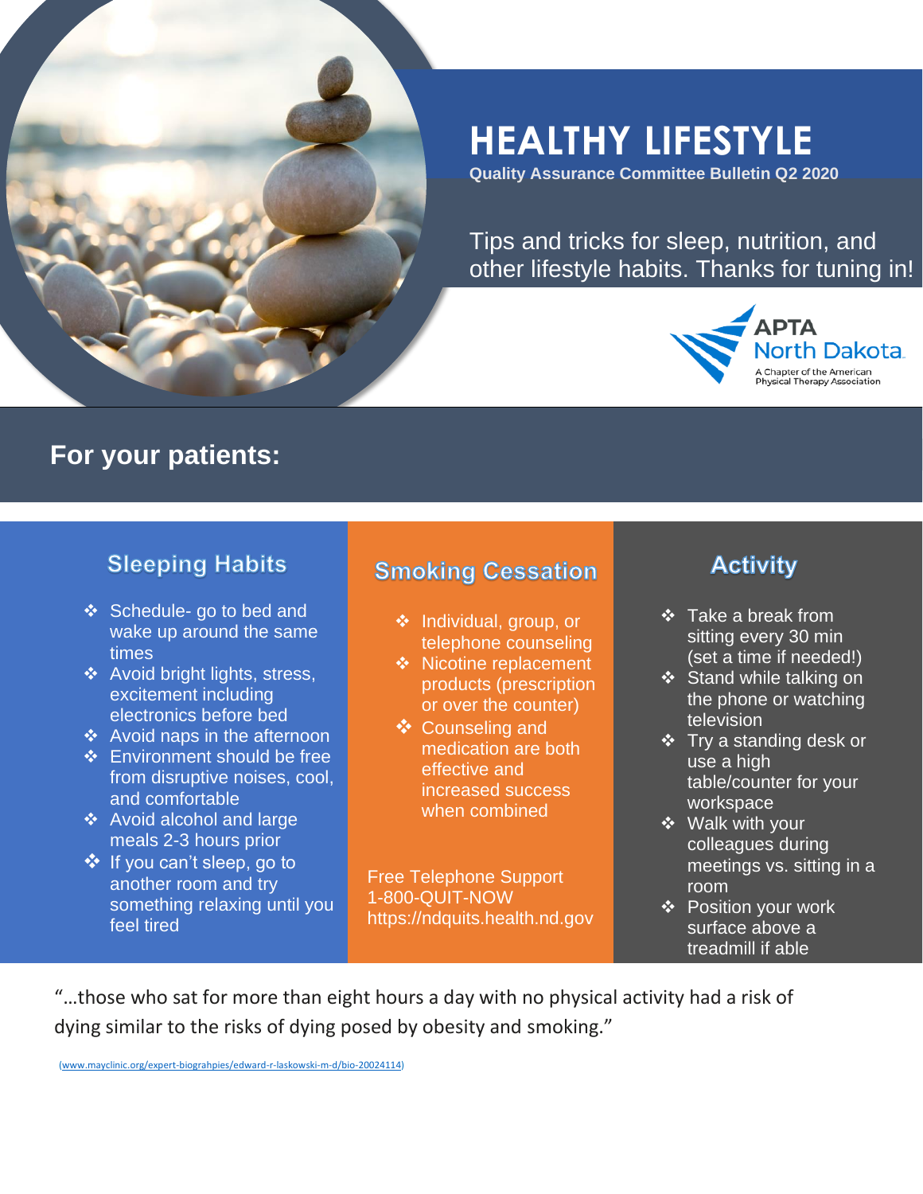# HEALTHY LIFESTYLE

**Quality Assurance Committee Bulletin Q2 2020**

Tips and tricks for sleep, nutrition, and other lifestyle habits. Thanks for tuning in!

APTA North Dakota
A Chapter of the American Physical Therapy Association

## For your patients:

### Sleeping Habits

- Schedule- go to bed and wake up around the same times
- Avoid bright lights, stress, excitement including electronics before bed
- Avoid naps in the afternoon
- Environment should be free from disruptive noises, cool, and comfortable
- Avoid alcohol and large meals 2-3 hours prior
- If you can't sleep, go to another room and try something relaxing until you feel tired

### Smoking Cessation

- Individual, group, or telephone counseling
- Nicotine replacement products (prescription or over the counter)
- Counseling and medication are both effective and increased success when combined

Free Telephone Support
1-800-QUIT-NOW
https://ndquits.health.nd.gov

### Activity

- Take a break from sitting every 30 min (set a time if needed!)
- Stand while talking on the phone or watching television
- Try a standing desk or use a high table/counter for your workspace
- Walk with your colleagues during meetings vs. sitting in a room
- Position your work surface above a treadmill if able

"…those who sat for more than eight hours a day with no physical activity had a risk of dying similar to the risks of dying posed by obesity and smoking."

(www.mayclinic.org/expert-biograhpies/edward-r-laskowski-m-d/bio-20024114)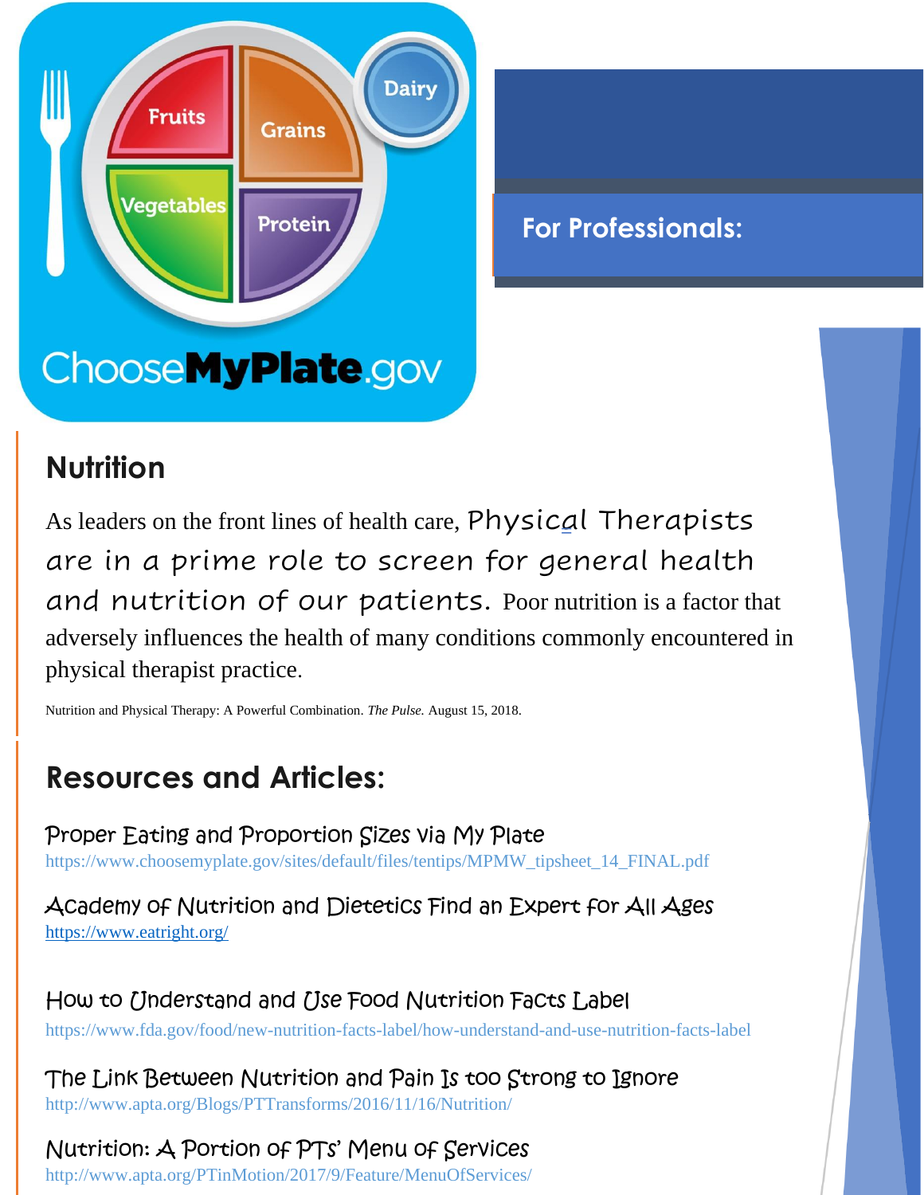For Professionals:

## Nutrition

As leaders on the front lines of health care, Physical Therapists are in a prime role to screen for general health and nutrition of our patients. Poor nutrition is a factor that adversely influences the health of many conditions commonly encountered in physical therapist practice.

Nutrition and Physical Therapy: A Powerful Combination. *The Pulse.* August 15, 2018.

## Resources and Articles:

Proper Eating and Proportion Sizes via My Plate
https://www.choosemyplate.gov/sites/default/files/tentips/MPMW_tipsheet_14_FINAL.pdf

Academy of Nutrition and Dietetics Find an Expert for All Ages
https://www.eatright.org/

How to Understand and Use Food Nutrition Facts Label
https://www.fda.gov/food/new-nutrition-facts-label/how-understand-and-use-nutrition-facts-label

The Link Between Nutrition and Pain Is too Strong to Ignore
http://www.apta.org/Blogs/PTTransforms/2016/11/16/Nutrition/

Nutrition: A Portion of PTs' Menu of Services
http://www.apta.org/PTinMotion/2017/9/Feature/MenuOfServices/